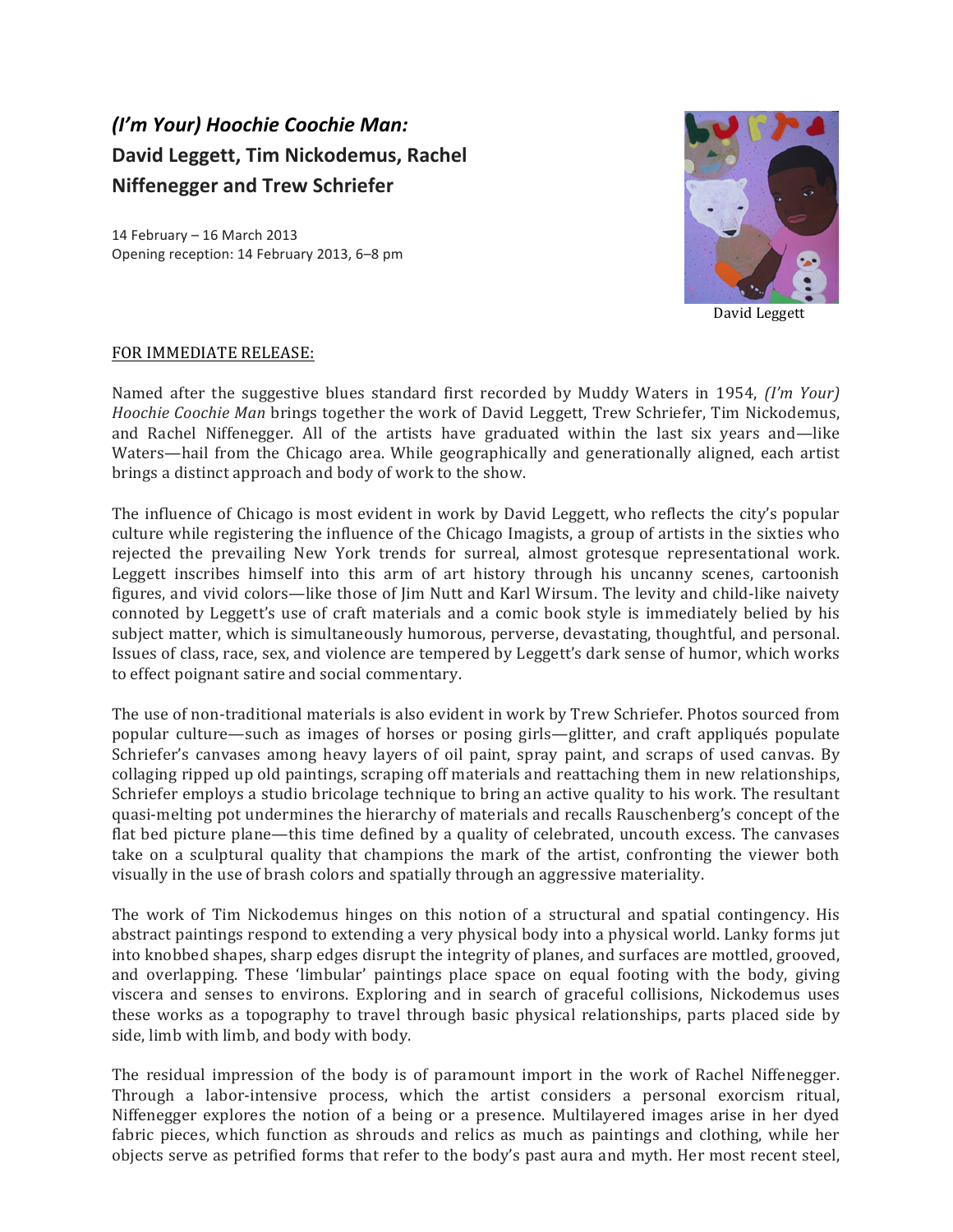## *(I'm Your) Hoochie Coochie Man:*
## David Leggett, Tim Nickodemus, Rachel Niffenegger and Trew Schriefer

14 February – 16 March 2013
Opening reception: 14 February 2013, 6–8 pm

David Leggett

FOR IMMEDIATE RELEASE:

Named after the suggestive blues standard first recorded by Muddy Waters in 1954, *(I'm Your) Hoochie Coochie Man* brings together the work of David Leggett, Trew Schriefer, Tim Nickodemus, and Rachel Niffenegger. All of the artists have graduated within the last six years and—like Waters—hail from the Chicago area. While geographically and generationally aligned, each artist brings a distinct approach and body of work to the show.

The influence of Chicago is most evident in work by David Leggett, who reflects the city's popular culture while registering the influence of the Chicago Imagists, a group of artists in the sixties who rejected the prevailing New York trends for surreal, almost grotesque representational work. Leggett inscribes himself into this arm of art history through his uncanny scenes, cartoonish figures, and vivid colors—like those of Jim Nutt and Karl Wirsum. The levity and child-like naivety connoted by Leggett's use of craft materials and a comic book style is immediately belied by his subject matter, which is simultaneously humorous, perverse, devastating, thoughtful, and personal. Issues of class, race, sex, and violence are tempered by Leggett's dark sense of humor, which works to effect poignant satire and social commentary.

The use of non-traditional materials is also evident in work by Trew Schriefer. Photos sourced from popular culture—such as images of horses or posing girls—glitter, and craft appliqués populate Schriefer's canvases among heavy layers of oil paint, spray paint, and scraps of used canvas. By collaging ripped up old paintings, scraping off materials and reattaching them in new relationships, Schriefer employs a studio bricolage technique to bring an active quality to his work. The resultant quasi-melting pot undermines the hierarchy of materials and recalls Rauschenberg's concept of the flat bed picture plane—this time defined by a quality of celebrated, uncouth excess. The canvases take on a sculptural quality that champions the mark of the artist, confronting the viewer both visually in the use of brash colors and spatially through an aggressive materiality.

The work of Tim Nickodemus hinges on this notion of a structural and spatial contingency. His abstract paintings respond to extending a very physical body into a physical world. Lanky forms jut into knobbed shapes, sharp edges disrupt the integrity of planes, and surfaces are mottled, grooved, and overlapping. These 'limbular' paintings place space on equal footing with the body, giving viscera and senses to environs. Exploring and in search of graceful collisions, Nickodemus uses these works as a topography to travel through basic physical relationships, parts placed side by side, limb with limb, and body with body.

The residual impression of the body is of paramount import in the work of Rachel Niffenegger. Through a labor-intensive process, which the artist considers a personal exorcism ritual, Niffenegger explores the notion of a being or a presence. Multilayered images arise in her dyed fabric pieces, which function as shrouds and relics as much as paintings and clothing, while her objects serve as petrified forms that refer to the body's past aura and myth. Her most recent steel,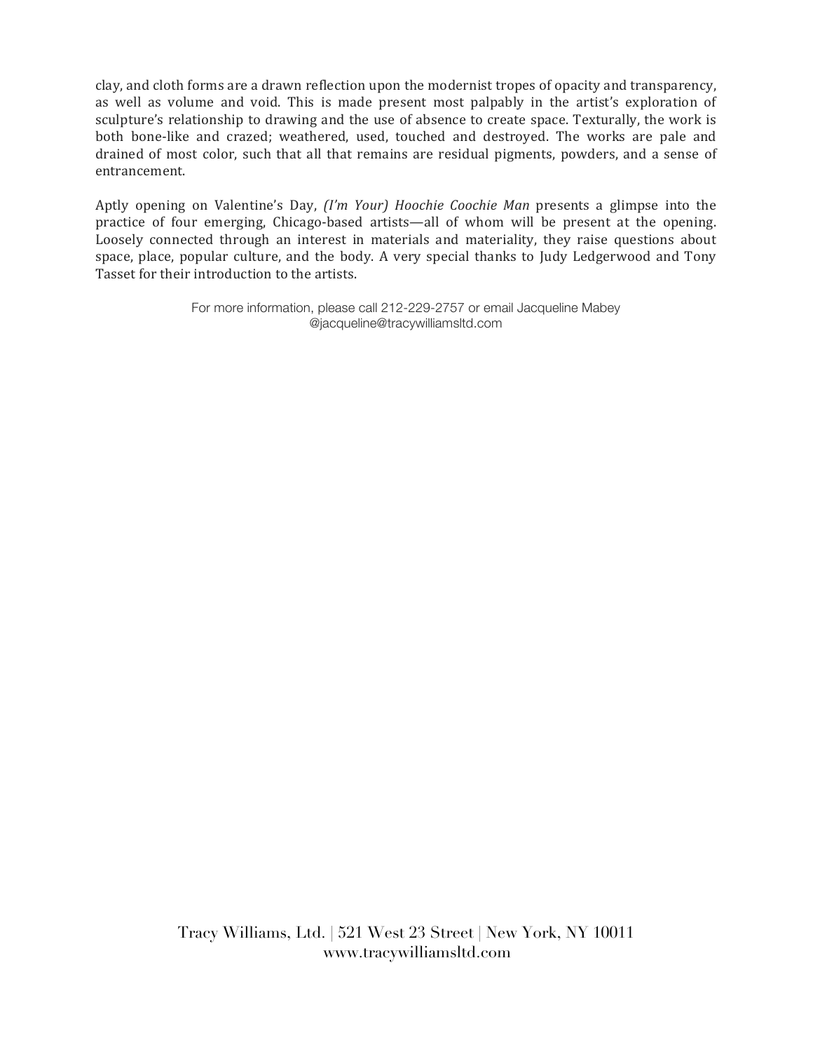clay, and cloth forms are a drawn reflection upon the modernist tropes of opacity and transparency, as well as volume and void. This is made present most palpably in the artist's exploration of sculpture's relationship to drawing and the use of absence to create space. Texturally, the work is both bone-like and crazed; weathered, used, touched and destroyed. The works are pale and drained of most color, such that all that remains are residual pigments, powders, and a sense of entrancement.

Aptly opening on Valentine's Day, *(I'm Your) Hoochie Coochie Man* presents a glimpse into the practice of four emerging, Chicago-based artists—all of whom will be present at the opening. Loosely connected through an interest in materials and materiality, they raise questions about space, place, popular culture, and the body. A very special thanks to Judy Ledgerwood and Tony Tasset for their introduction to the artists.

For more information, please call 212-229-2757 or email Jacqueline Mabey @jacqueline@tracywilliamsltd.com

Tracy Williams, Ltd. | 521 West 23 Street | New York, NY 10011
www.tracywilliamsltd.com